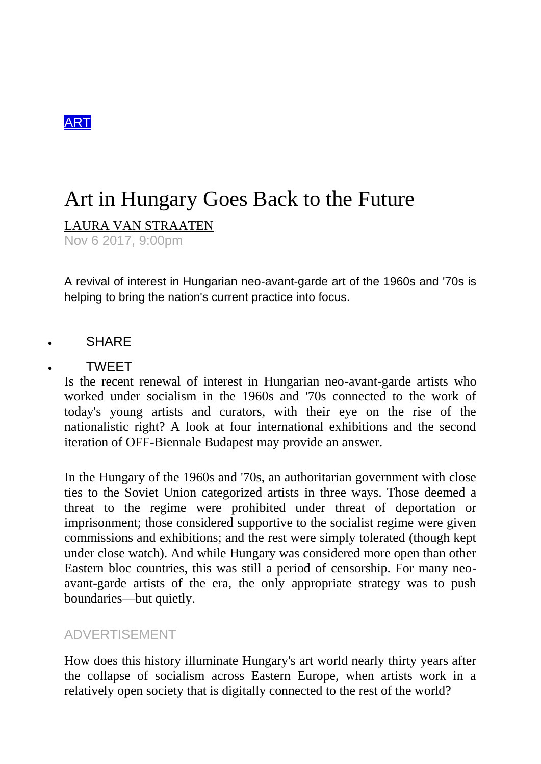ART

# Art in Hungary Goes Back to the Future

LAURA VAN STRAATEN

Nov 6 2017, 9:00pm

A revival of interest in Hungarian neo-avant-garde art of the 1960s and '70s is helping to bring the nation's current practice into focus.

- SHARE
- TWEET

Is the recent renewal of interest in Hungarian neo-avant-garde artists who worked under socialism in the 1960s and '70s connected to the work of today's young artists and curators, with their eye on the rise of the nationalistic right? A look at four international exhibitions and the second iteration of OFF-Biennale Budapest may provide an answer.

In the Hungary of the 1960s and '70s, an authoritarian government with close ties to the Soviet Union categorized artists in three ways. Those deemed a threat to the regime were prohibited under threat of deportation or imprisonment; those considered supportive to the socialist regime were given commissions and exhibitions; and the rest were simply tolerated (though kept under close watch). And while Hungary was considered more open than other Eastern bloc countries, this was still a period of censorship. For many neo-avant-garde artists of the era, the only appropriate strategy was to push boundaries—but quietly.

ADVERTISEMENT

How does this history illuminate Hungary's art world nearly thirty years after the collapse of socialism across Eastern Europe, when artists work in a relatively open society that is digitally connected to the rest of the world?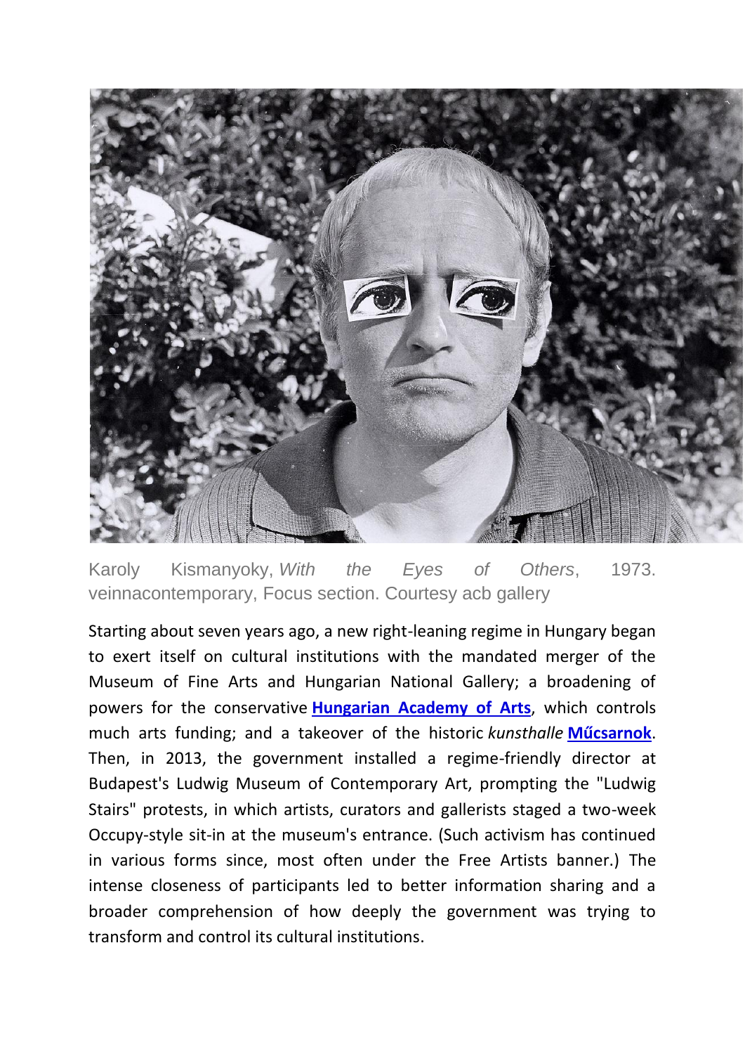Karoly Kismanyoky, *With the Eyes of Others*, 1973. veinnacontemporary, Focus section. Courtesy acb gallery

Starting about seven years ago, a new right-leaning regime in Hungary began to exert itself on cultural institutions with the mandated merger of the Museum of Fine Arts and Hungarian National Gallery; a broadening of powers for the conservative **Hungarian Academy of Arts**, which controls much arts funding; and a takeover of the historic *kunsthalle* **Műcsarnok**. Then, in 2013, the government installed a regime-friendly director at Budapest's Ludwig Museum of Contemporary Art, prompting the "Ludwig Stairs" protests, in which artists, curators and gallerists staged a two-week Occupy-style sit-in at the museum's entrance. (Such activism has continued in various forms since, most often under the Free Artists banner.) The intense closeness of participants led to better information sharing and a broader comprehension of how deeply the government was trying to transform and control its cultural institutions.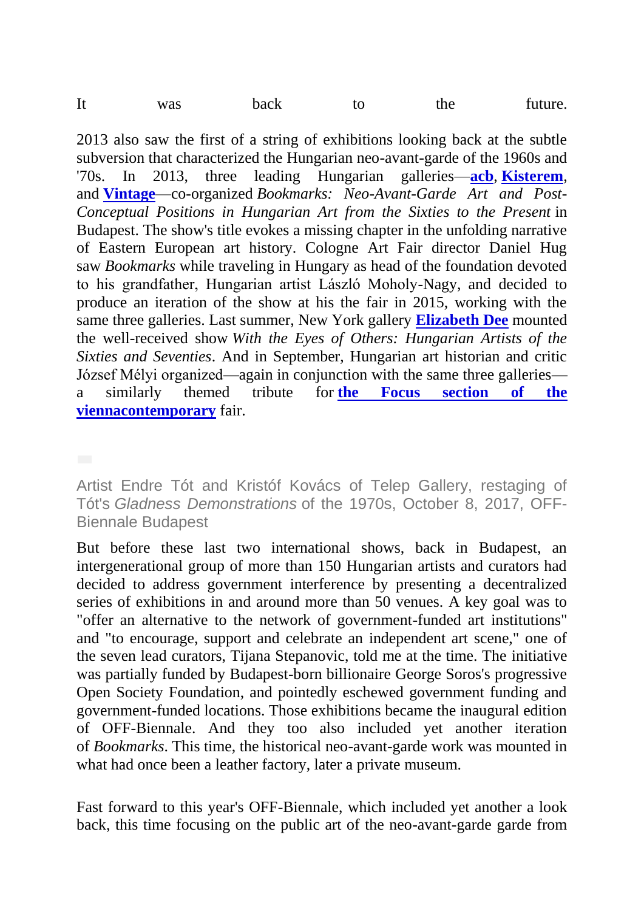It was back to the future.

2013 also saw the first of a string of exhibitions looking back at the subtle subversion that characterized the Hungarian neo-avant-garde of the 1960s and '70s. In 2013, three leading Hungarian galleries—**acb**, **Kisterem**, and **Vintage**—co-organized *Bookmarks: Neo-Avant-Garde Art and Post-Conceptual Positions in Hungarian Art from the Sixties to the Present* in Budapest. The show's title evokes a missing chapter in the unfolding narrative of Eastern European art history. Cologne Art Fair director Daniel Hug saw *Bookmarks* while traveling in Hungary as head of the foundation devoted to his grandfather, Hungarian artist László Moholy-Nagy, and decided to produce an iteration of the show at his the fair in 2015, working with the same three galleries. Last summer, New York gallery **Elizabeth Dee** mounted the well-received show *With the Eyes of Others: Hungarian Artists of the Sixties and Seventies*. And in September, Hungarian art historian and critic József Mélyi organized—again in conjunction with the same three galleries—a similarly themed tribute for **the Focus section of the viennacontemporary** fair.

Artist Endre Tót and Kristóf Kovács of Telep Gallery, restaging of Tót's *Gladness Demonstrations* of the 1970s, October 8, 2017, OFF-Biennale Budapest

But before these last two international shows, back in Budapest, an intergenerational group of more than 150 Hungarian artists and curators had decided to address government interference by presenting a decentralized series of exhibitions in and around more than 50 venues. A key goal was to "offer an alternative to the network of government-funded art institutions" and "to encourage, support and celebrate an independent art scene," one of the seven lead curators, Tijana Stepanovic, told me at the time. The initiative was partially funded by Budapest-born billionaire George Soros's progressive Open Society Foundation, and pointedly eschewed government funding and government-funded locations. Those exhibitions became the inaugural edition of OFF-Biennale. And they too also included yet another iteration of *Bookmarks*. This time, the historical neo-avant-garde work was mounted in what had once been a leather factory, later a private museum.

Fast forward to this year's OFF-Biennale, which included yet another a look back, this time focusing on the public art of the neo-avant-garde garde from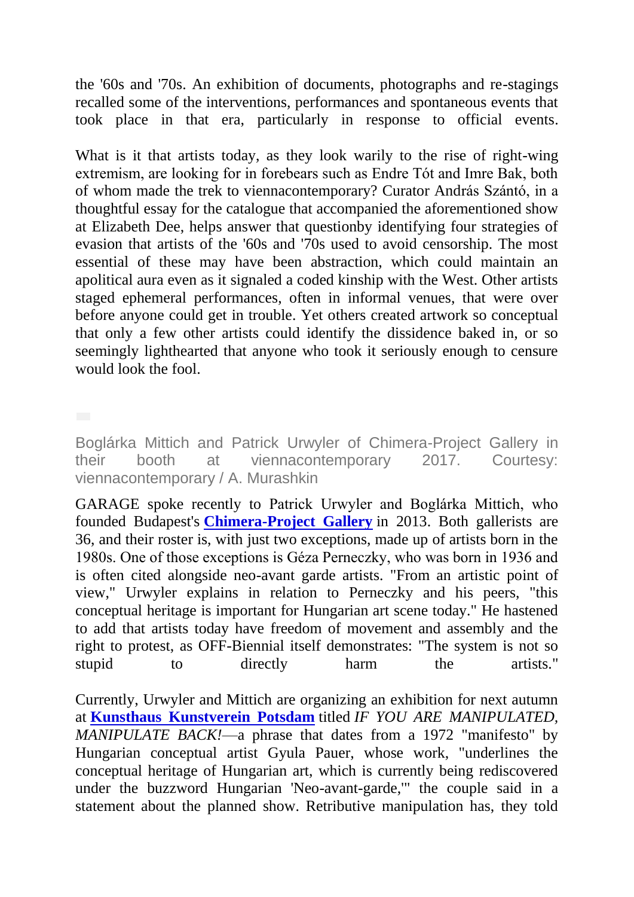the '60s and '70s. An exhibition of documents, photographs and re-stagings recalled some of the interventions, performances and spontaneous events that took place in that era, particularly in response to official events.

What is it that artists today, as they look warily to the rise of right-wing extremism, are looking for in forebears such as Endre Tót and Imre Bak, both of whom made the trek to viennacontemporary? Curator András Szántó, in a thoughtful essay for the catalogue that accompanied the aforementioned show at Elizabeth Dee, helps answer that questionby identifying four strategies of evasion that artists of the '60s and '70s used to avoid censorship. The most essential of these may have been abstraction, which could maintain an apolitical aura even as it signaled a coded kinship with the West. Other artists staged ephemeral performances, often in informal venues, that were over before anyone could get in trouble. Yet others created artwork so conceptual that only a few other artists could identify the dissidence baked in, or so seemingly lighthearted that anyone who took it seriously enough to censure would look the fool.

Boglárka Mittich and Patrick Urwyler of Chimera-Project Gallery in their booth at viennacontemporary 2017. Courtesy: viennacontemporary / A. Murashkin

GARAGE spoke recently to Patrick Urwyler and Boglárka Mittich, who founded Budapest's **Chimera-Project Gallery** in 2013. Both gallerists are 36, and their roster is, with just two exceptions, made up of artists born in the 1980s. One of those exceptions is Géza Perneczky, who was born in 1936 and is often cited alongside neo-avant garde artists. "From an artistic point of view," Urwyler explains in relation to Perneczky and his peers, "this conceptual heritage is important for Hungarian art scene today." He hastened to add that artists today have freedom of movement and assembly and the right to protest, as OFF-Biennial itself demonstrates: "The system is not so stupid to directly harm the artists."

Currently, Urwyler and Mittich are organizing an exhibition for next autumn at **Kunsthaus Kunstverein Potsdam** titled *IF YOU ARE MANIPULATED, MANIPULATE BACK!*—a phrase that dates from a 1972 "manifesto" by Hungarian conceptual artist Gyula Pauer, whose work, "underlines the conceptual heritage of Hungarian art, which is currently being rediscovered under the buzzword Hungarian 'Neo-avant-garde,'" the couple said in a statement about the planned show. Retributive manipulation has, they told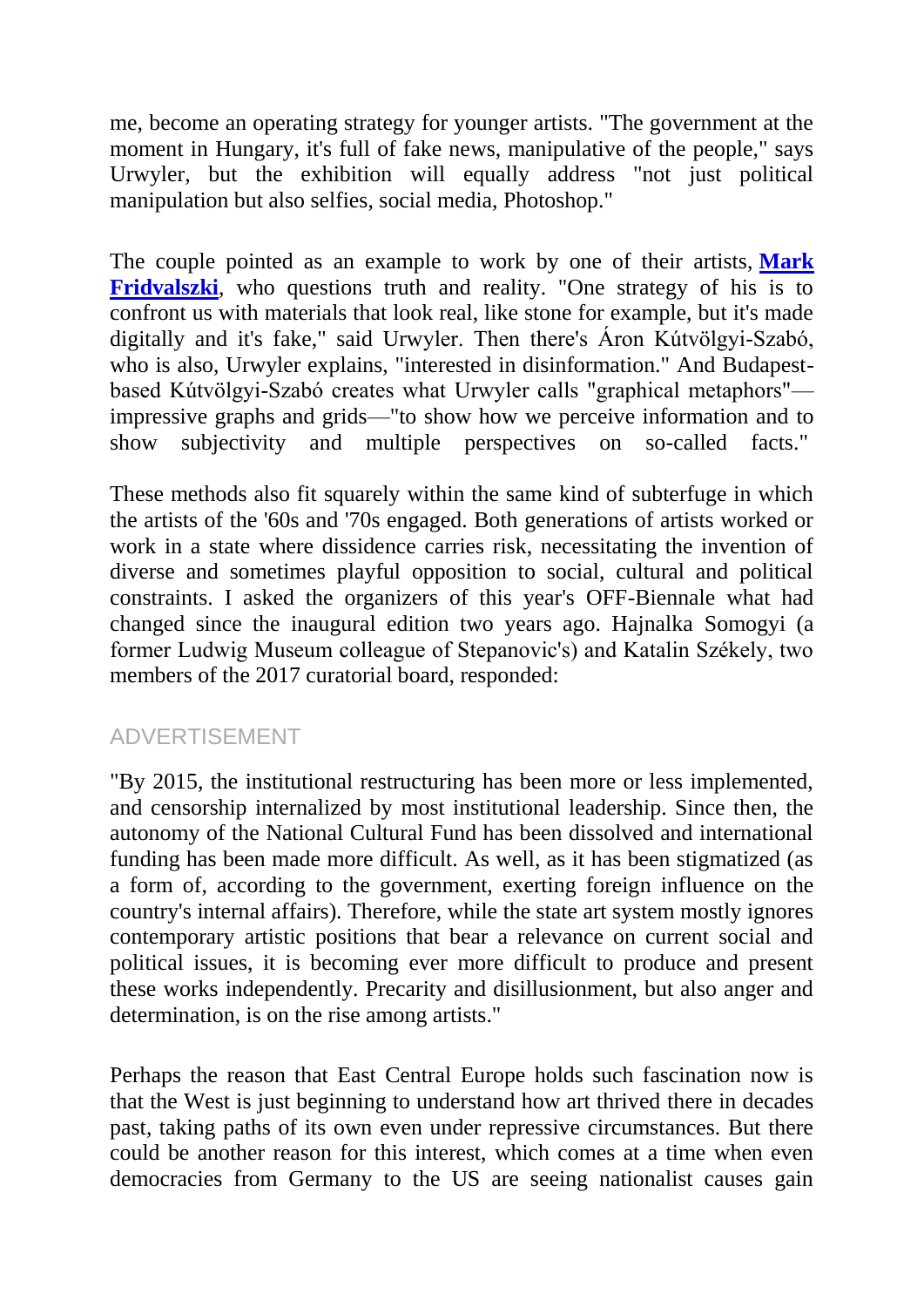me, become an operating strategy for younger artists. "The government at the moment in Hungary, it's full of fake news, manipulative of the people," says Urwyler, but the exhibition will equally address "not just political manipulation but also selfies, social media, Photoshop."

The couple pointed as an example to work by one of their artists, **Mark Fridvalszki**, who questions truth and reality. "One strategy of his is to confront us with materials that look real, like stone for example, but it's made digitally and it's fake," said Urwyler. Then there's Áron Kútvölgyi-Szabó, who is also, Urwyler explains, "interested in disinformation." And Budapest-based Kútvölgyi-Szabó creates what Urwyler calls "graphical metaphors"—impressive graphs and grids—"to show how we perceive information and to show subjectivity and multiple perspectives on so-called facts."

These methods also fit squarely within the same kind of subterfuge in which the artists of the '60s and '70s engaged. Both generations of artists worked or work in a state where dissidence carries risk, necessitating the invention of diverse and sometimes playful opposition to social, cultural and political constraints. I asked the organizers of this year's OFF-Biennale what had changed since the inaugural edition two years ago. Hajnalka Somogyi (a former Ludwig Museum colleague of Stepanovic's) and Katalin Székely, two members of the 2017 curatorial board, responded:

ADVERTISEMENT

"By 2015, the institutional restructuring has been more or less implemented, and censorship internalized by most institutional leadership. Since then, the autonomy of the National Cultural Fund has been dissolved and international funding has been made more difficult. As well, as it has been stigmatized (as a form of, according to the government, exerting foreign influence on the country's internal affairs). Therefore, while the state art system mostly ignores contemporary artistic positions that bear a relevance on current social and political issues, it is becoming ever more difficult to produce and present these works independently. Precarity and disillusionment, but also anger and determination, is on the rise among artists."

Perhaps the reason that East Central Europe holds such fascination now is that the West is just beginning to understand how art thrived there in decades past, taking paths of its own even under repressive circumstances. But there could be another reason for this interest, which comes at a time when even democracies from Germany to the US are seeing nationalist causes gain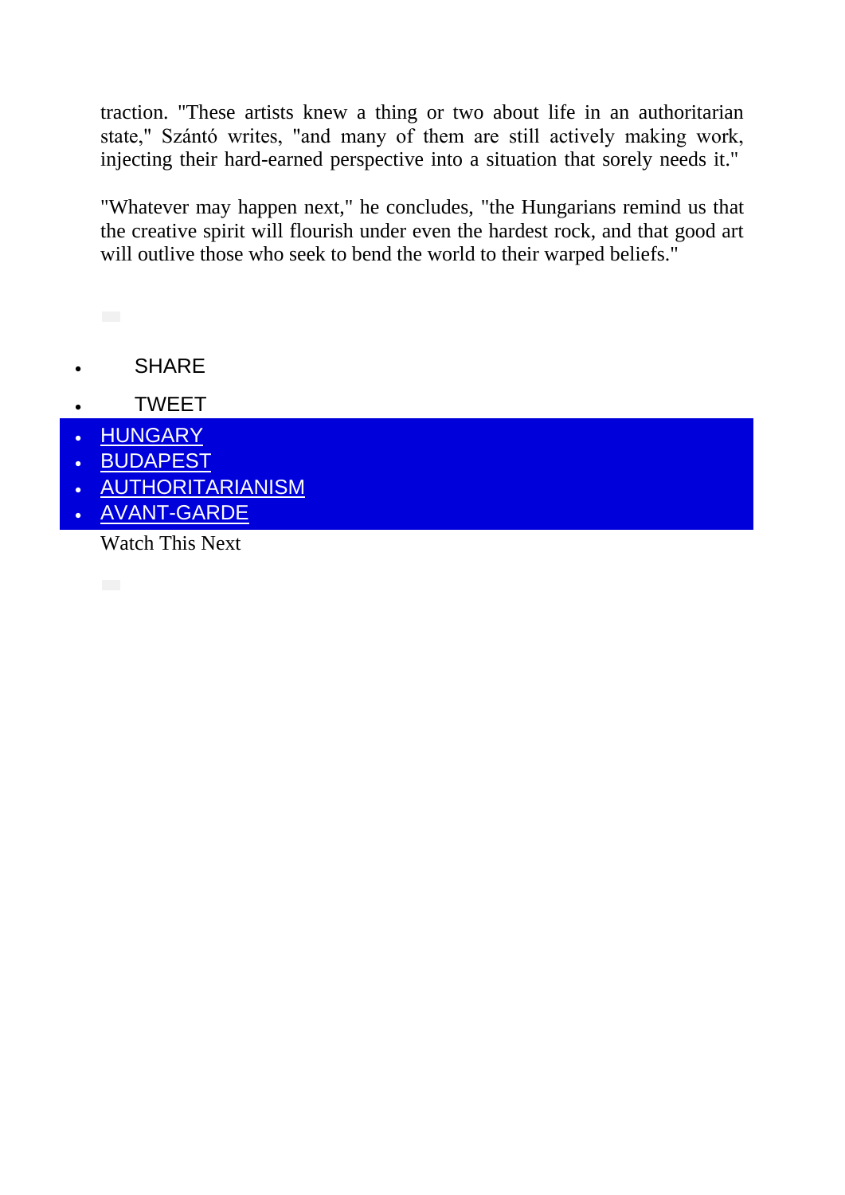traction. "These artists knew a thing or two about life in an authoritarian state," Szántó writes, "and many of them are still actively making work, injecting their hard-earned perspective into a situation that sorely needs it."

"Whatever may happen next," he concludes, "the Hungarians remind us that the creative spirit will flourish under even the hardest rock, and that good art will outlive those who seek to bend the world to their warped beliefs."

- SHARE
- TWEET

- HUNGARY
- BUDAPEST
- AUTHORITARIANISM
- AVANT-GARDE

Watch This Next